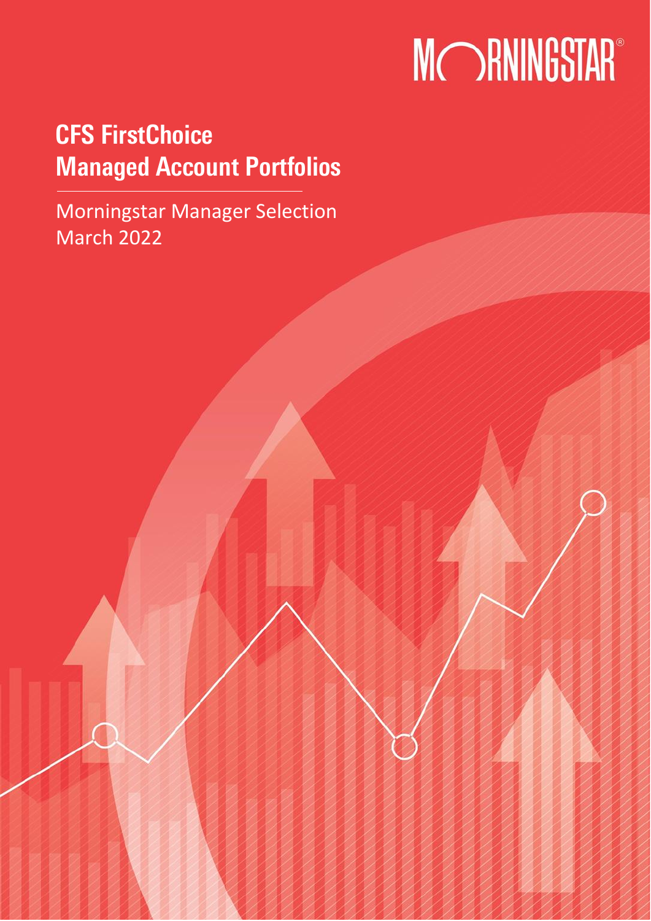MORNINGSTAR®

# CFS FirstChoice Managed Account Portfolios

Morningstar Manager Selection
March 2022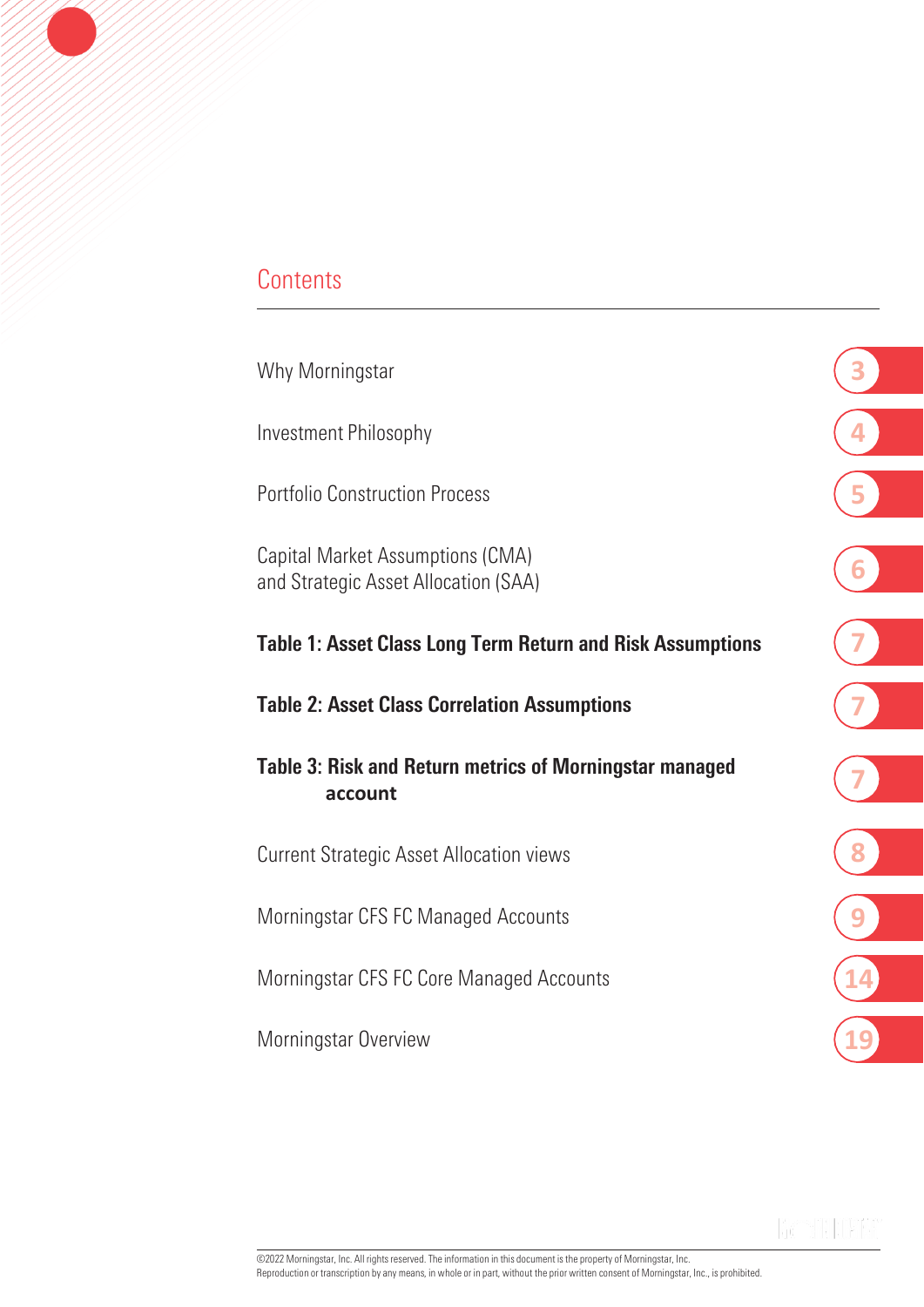## Contents

| | |
|---|---|
| Why Morningstar | 3 |
| Investment Philosophy | 4 |
| Portfolio Construction Process | 5 |
| Capital Market Assumptions (CMA) and Strategic Asset Allocation (SAA) | 6 |
| **Table 1: Asset Class Long Term Return and Risk Assumptions** | 7 |
| **Table 2: Asset Class Correlation Assumptions** | 7 |
| **Table 3: Risk and Return metrics of Morningstar managed account** | 7 |
| Current Strategic Asset Allocation views | 8 |
| Morningstar CFS FC Managed Accounts | 9 |
| Morningstar CFS FC Core Managed Accounts | 14 |
| Morningstar Overview | 19 |

©2022 Morningstar, Inc. All rights reserved. The information in this document is the property of Morningstar, Inc. Reproduction or transcription by any means, in whole or in part, without the prior written consent of Morningstar, Inc., is prohibited.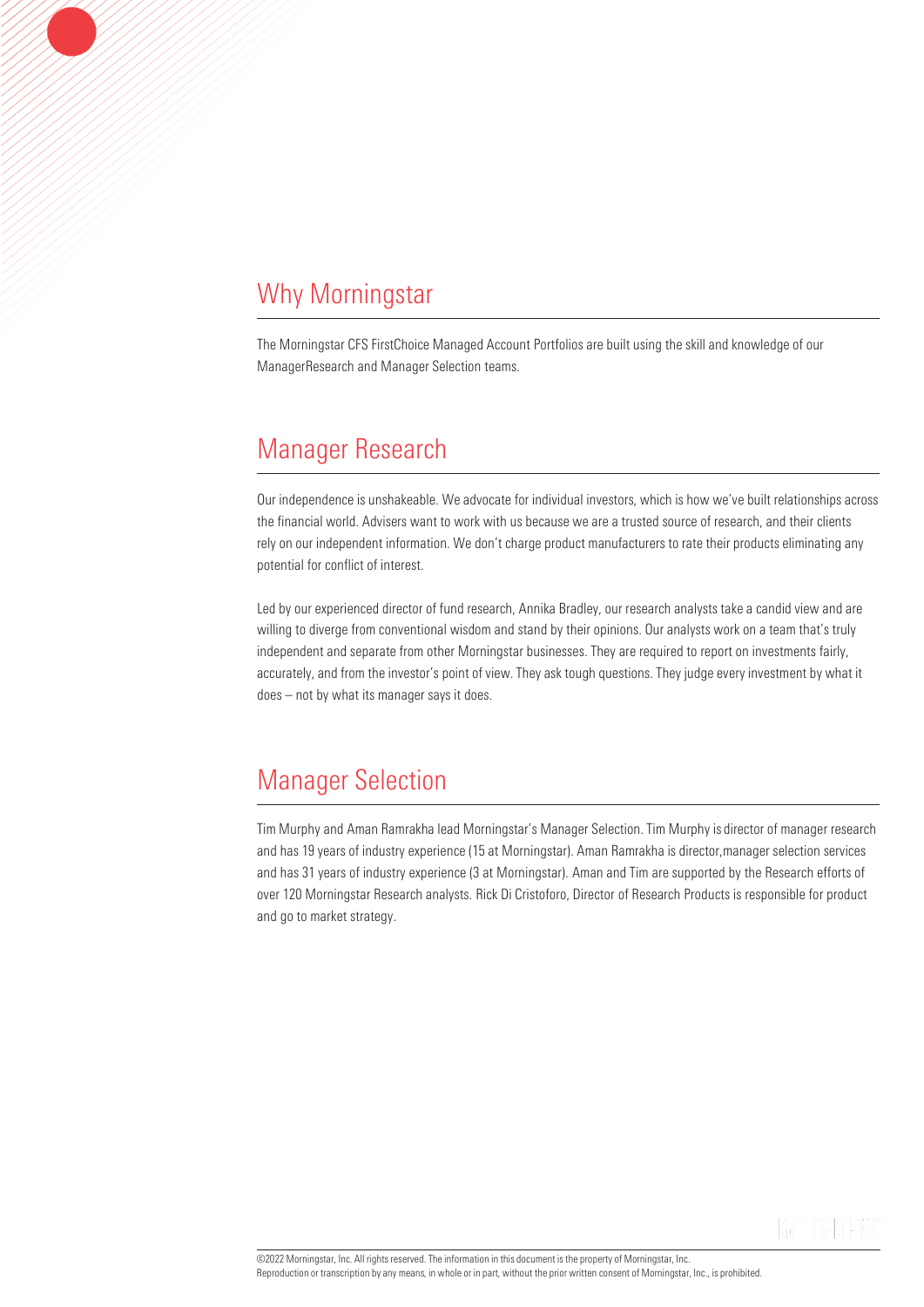## Why Morningstar

The Morningstar CFS FirstChoice Managed Account Portfolios are built using the skill and knowledge of our ManagerResearch and Manager Selection teams.

## Manager Research

Our independence is unshakeable. We advocate for individual investors, which is how we've built relationships across the financial world. Advisers want to work with us because we are a trusted source of research, and their clients rely on our independent information. We don't charge product manufacturers to rate their products eliminating any potential for conflict of interest.

Led by our experienced director of fund research, Annika Bradley, our research analysts take a candid view and are willing to diverge from conventional wisdom and stand by their opinions. Our analysts work on a team that's truly independent and separate from other Morningstar businesses. They are required to report on investments fairly, accurately, and from the investor's point of view. They ask tough questions. They judge every investment by what it does – not by what its manager says it does.

## Manager Selection

Tim Murphy and Aman Ramrakha lead Morningstar's Manager Selection. Tim Murphy is director of manager research and has 19 years of industry experience (15 at Morningstar). Aman Ramrakha is director,manager selection services and has 31 years of industry experience (3 at Morningstar). Aman and Tim are supported by the Research efforts of over 120 Morningstar Research analysts. Rick Di Cristoforo, Director of Research Products is responsible for product and go to market strategy.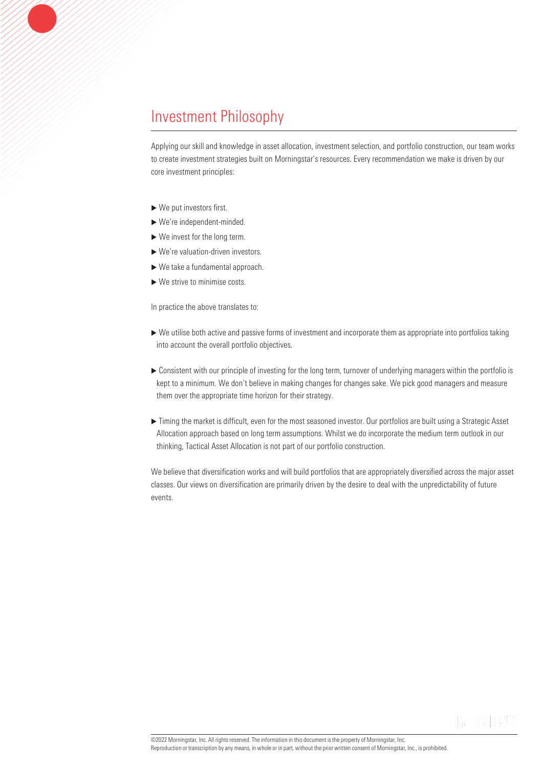# Investment Philosophy

Applying our skill and knowledge in asset allocation, investment selection, and portfolio construction, our team works to create investment strategies built on Morningstar's resources. Every recommendation we make is driven by our core investment principles:

- We put investors first.
- We're independent-minded.
- We invest for the long term.
- We're valuation-driven investors.
- We take a fundamental approach.
- We strive to minimise costs.

In practice the above translates to:

- We utilise both active and passive forms of investment and incorporate them as appropriate into portfolios taking into account the overall portfolio objectives.
- Consistent with our principle of investing for the long term, turnover of underlying managers within the portfolio is kept to a minimum. We don't believe in making changes for changes sake. We pick good managers and measure them over the appropriate time horizon for their strategy.
- Timing the market is difficult, even for the most seasoned investor. Our portfolios are built using a Strategic Asset Allocation approach based on long term assumptions. Whilst we do incorporate the medium term outlook in our thinking, Tactical Asset Allocation is not part of our portfolio construction.

We believe that diversification works and will build portfolios that are appropriately diversified across the major asset classes. Our views on diversification are primarily driven by the desire to deal with the unpredictability of future events.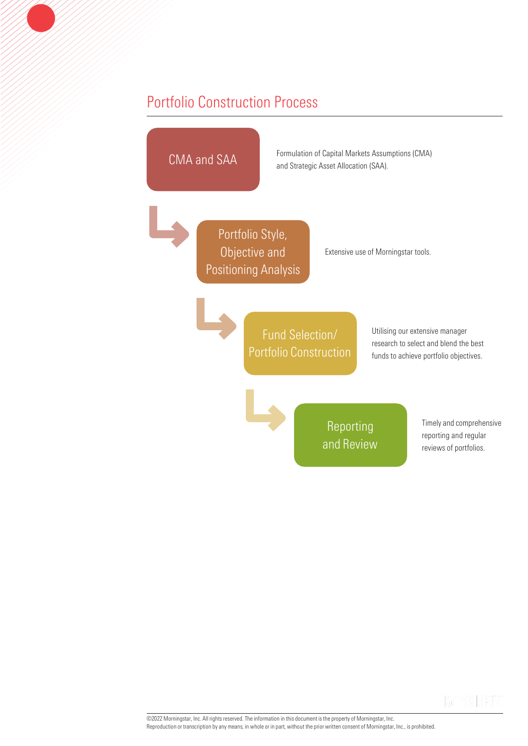## Portfolio Construction Process

**CMA and SAA**

Formulation of Capital Markets Assumptions (CMA) and Strategic Asset Allocation (SAA).

**Portfolio Style, Objective and Positioning Analysis**

Extensive use of Morningstar tools.

**Fund Selection/ Portfolio Construction**

Utilising our extensive manager research to select and blend the best funds to achieve portfolio objectives.

**Reporting and Review**

Timely and comprehensive reporting and regular reviews of portfolios.

©2022 Morningstar, Inc. All rights reserved. The information in this document is the property of Morningstar, Inc. Reproduction or transcription by any means, in whole or in part, without the prior written consent of Morningstar, Inc., is prohibited.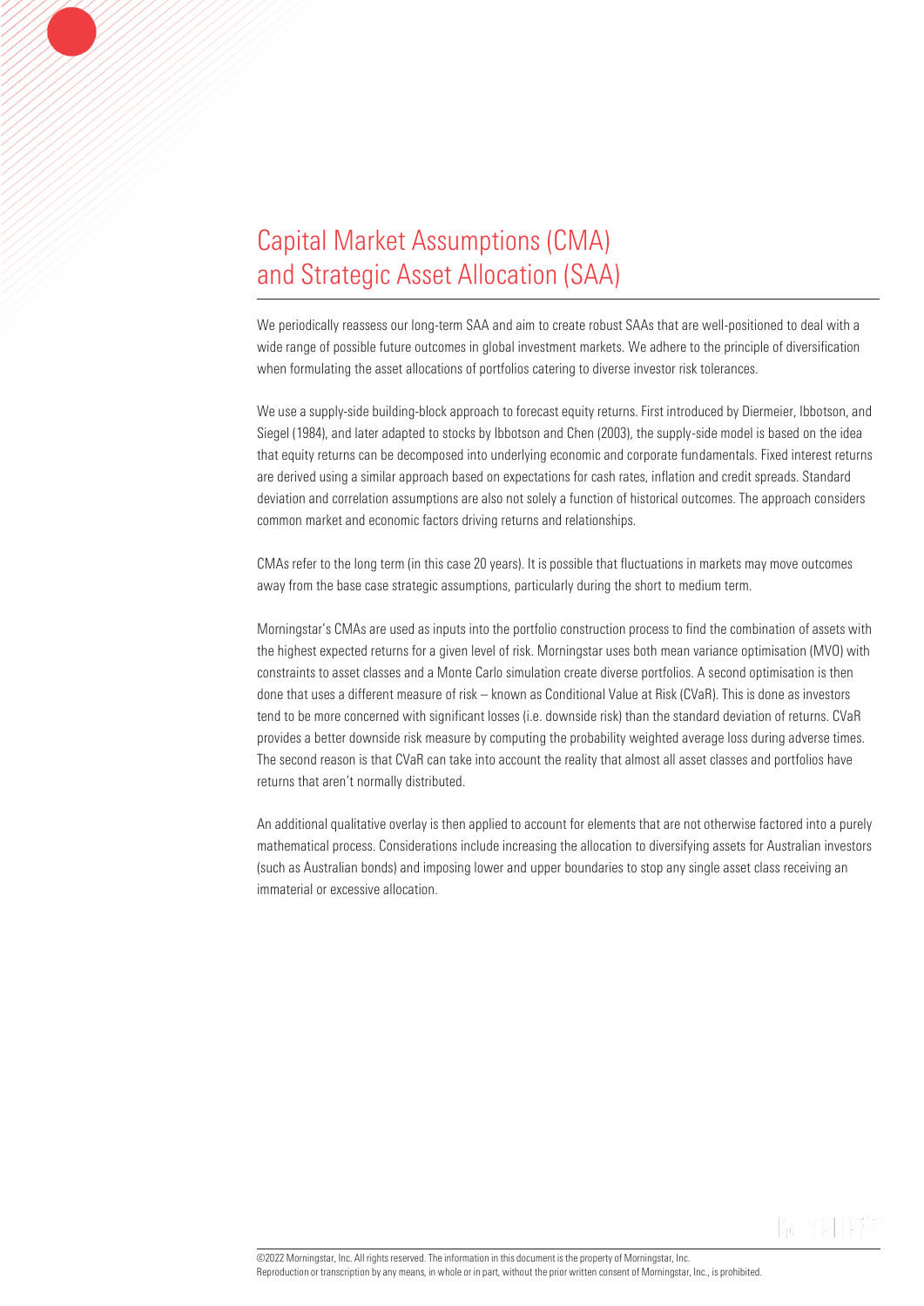# Capital Market Assumptions (CMA) and Strategic Asset Allocation (SAA)

We periodically reassess our long-term SAA and aim to create robust SAAs that are well-positioned to deal with a wide range of possible future outcomes in global investment markets. We adhere to the principle of diversification when formulating the asset allocations of portfolios catering to diverse investor risk tolerances.

We use a supply-side building-block approach to forecast equity returns. First introduced by Diermeier, Ibbotson, and Siegel (1984), and later adapted to stocks by Ibbotson and Chen (2003), the supply-side model is based on the idea that equity returns can be decomposed into underlying economic and corporate fundamentals. Fixed interest returns are derived using a similar approach based on expectations for cash rates, inflation and credit spreads. Standard deviation and correlation assumptions are also not solely a function of historical outcomes. The approach considers common market and economic factors driving returns and relationships.

CMAs refer to the long term (in this case 20 years). It is possible that fluctuations in markets may move outcomes away from the base case strategic assumptions, particularly during the short to medium term.

Morningstar's CMAs are used as inputs into the portfolio construction process to find the combination of assets with the highest expected returns for a given level of risk. Morningstar uses both mean variance optimisation (MVO) with constraints to asset classes and a Monte Carlo simulation create diverse portfolios. A second optimisation is then done that uses a different measure of risk – known as Conditional Value at Risk (CVaR). This is done as investors tend to be more concerned with significant losses (i.e. downside risk) than the standard deviation of returns. CVaR provides a better downside risk measure by computing the probability weighted average loss during adverse times. The second reason is that CVaR can take into account the reality that almost all asset classes and portfolios have returns that aren't normally distributed.

An additional qualitative overlay is then applied to account for elements that are not otherwise factored into a purely mathematical process. Considerations include increasing the allocation to diversifying assets for Australian investors (such as Australian bonds) and imposing lower and upper boundaries to stop any single asset class receiving an immaterial or excessive allocation.

©2022 Morningstar, Inc. All rights reserved. The information in this document is the property of Morningstar, Inc.
Reproduction or transcription by any means, in whole or in part, without the prior written consent of Morningstar, Inc., is prohibited.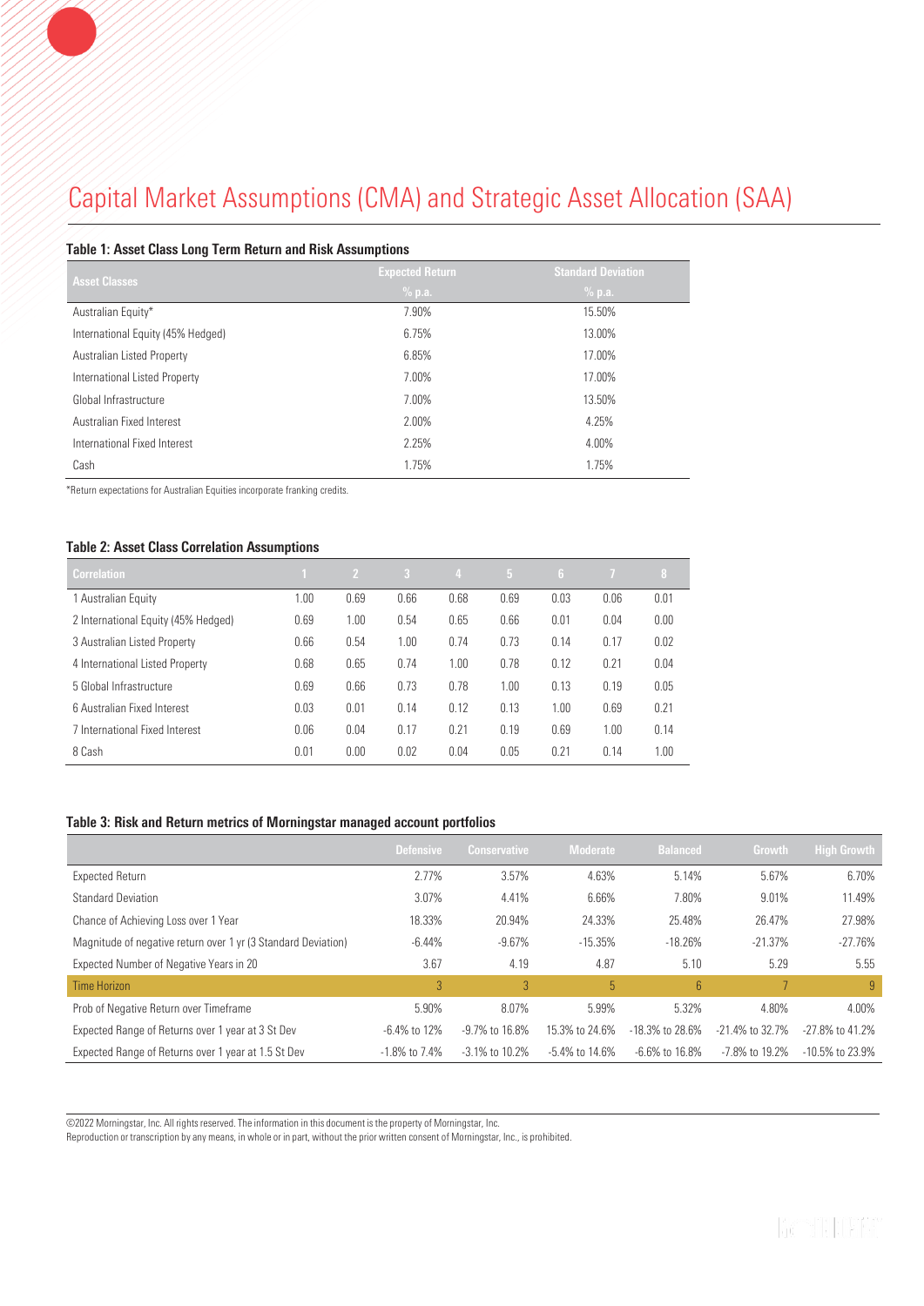# Capital Market Assumptions (CMA) and Strategic Asset Allocation (SAA)

### Table 1: Asset Class Long Term Return and Risk Assumptions

| Asset Classes | Expected Return % p.a. | Standard Deviation % p.a. |
|---|---|---|
| Australian Equity* | 7.90% | 15.50% |
| International Equity (45% Hedged) | 6.75% | 13.00% |
| Australian Listed Property | 6.85% | 17.00% |
| International Listed Property | 7.00% | 17.00% |
| Global Infrastructure | 7.00% | 13.50% |
| Australian Fixed Interest | 2.00% | 4.25% |
| International Fixed Interest | 2.25% | 4.00% |
| Cash | 1.75% | 1.75% |

*Return expectations for Australian Equities incorporate franking credits.

### Table 2: Asset Class Correlation Assumptions

| Correlation | 1 | 2 | 3 | 4 | 5 | 6 | 7 | 8 |
|---|---|---|---|---|---|---|---|---|
| 1 Australian Equity | 1.00 | 0.69 | 0.66 | 0.68 | 0.69 | 0.03 | 0.06 | 0.01 |
| 2 International Equity (45% Hedged) | 0.69 | 1.00 | 0.54 | 0.65 | 0.66 | 0.01 | 0.04 | 0.00 |
| 3 Australian Listed Property | 0.66 | 0.54 | 1.00 | 0.74 | 0.73 | 0.14 | 0.17 | 0.02 |
| 4 International Listed Property | 0.68 | 0.65 | 0.74 | 1.00 | 0.78 | 0.12 | 0.21 | 0.04 |
| 5 Global Infrastructure | 0.69 | 0.66 | 0.73 | 0.78 | 1.00 | 0.13 | 0.19 | 0.05 |
| 6 Australian Fixed Interest | 0.03 | 0.01 | 0.14 | 0.12 | 0.13 | 1.00 | 0.69 | 0.21 |
| 7 International Fixed Interest | 0.06 | 0.04 | 0.17 | 0.21 | 0.19 | 0.69 | 1.00 | 0.14 |
| 8 Cash | 0.01 | 0.00 | 0.02 | 0.04 | 0.05 | 0.21 | 0.14 | 1.00 |

### Table 3: Risk and Return metrics of Morningstar managed account portfolios

| | Defensive | Conservative | Moderate | Balanced | Growth | High Growth |
|---|---|---|---|---|---|---|
| Expected Return | 2.77% | 3.57% | 4.63% | 5.14% | 5.67% | 6.70% |
| Standard Deviation | 3.07% | 4.41% | 6.66% | 7.80% | 9.01% | 11.49% |
| Chance of Achieving Loss over 1 Year | 18.33% | 20.94% | 24.33% | 25.48% | 26.47% | 27.98% |
| Magnitude of negative return over 1 yr (3 Standard Deviation) | -6.44% | -9.67% | -15.35% | -18.26% | -21.37% | -27.76% |
| Expected Number of Negative Years in 20 | 3.67 | 4.19 | 4.87 | 5.10 | 5.29 | 5.55 |
| Time Horizon | 3 | 3 | 5 | 6 | 7 | 9 |
| Prob of Negative Return over Timeframe | 5.90% | 8.07% | 5.99% | 5.32% | 4.80% | 4.00% |
| Expected Range of Returns over 1 year at 3 St Dev | -6.4% to 12% | -9.7% to 16.8% | 15.3% to 24.6% | -18.3% to 28.6% | -21.4% to 32.7% | -27.8% to 41.2% |
| Expected Range of Returns over 1 year at 1.5 St Dev | -1.8% to 7.4% | -3.1% to 10.2% | -5.4% to 14.6% | -6.6% to 16.8% | -7.8% to 19.2% | -10.5% to 23.9% |

©2022 Morningstar, Inc. All rights reserved. The information in this document is the property of Morningstar, Inc.
Reproduction or transcription by any means, in whole or in part, without the prior written consent of Morningstar, Inc., is prohibited.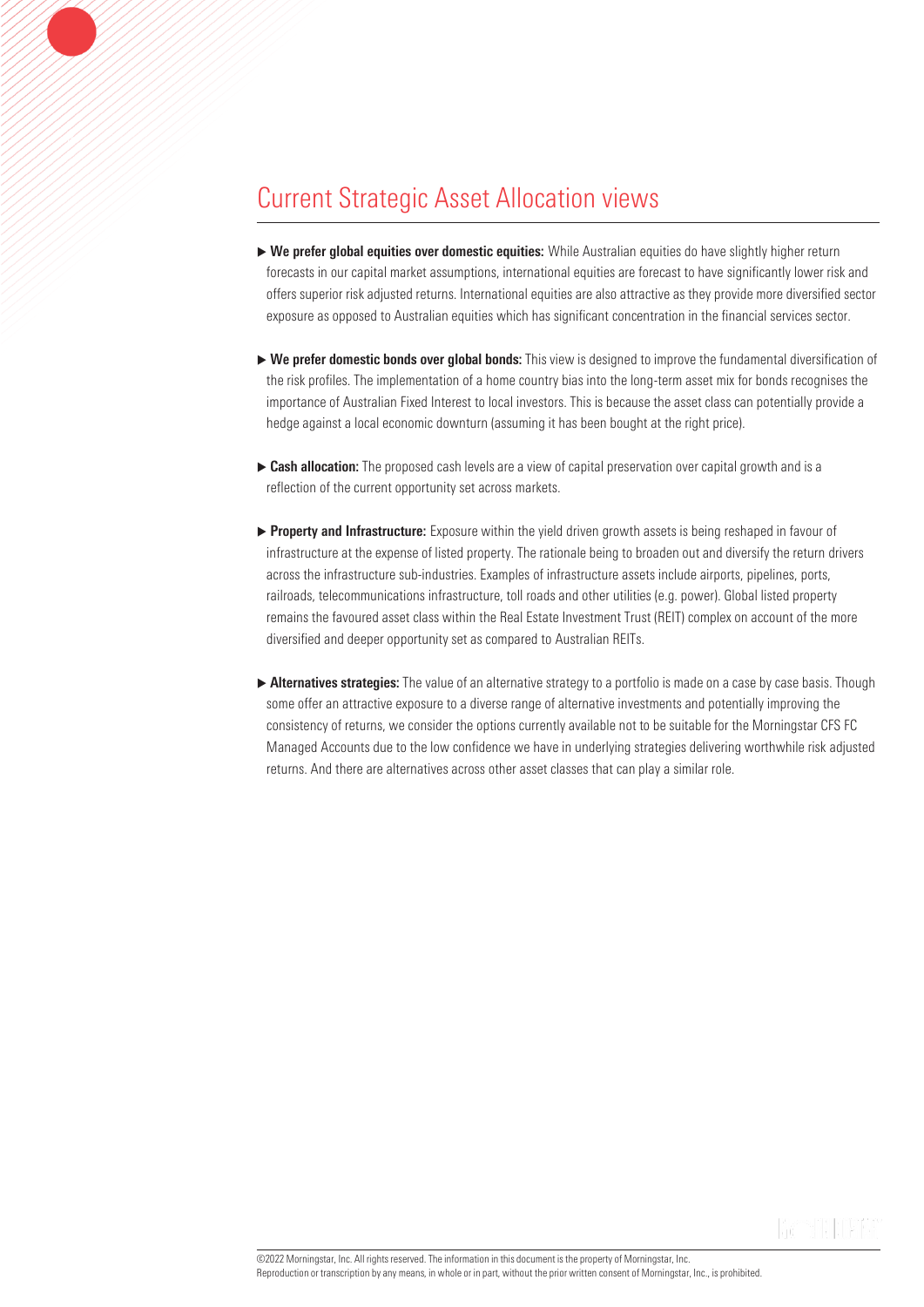## Current Strategic Asset Allocation views

- **We prefer global equities over domestic equities:** While Australian equities do have slightly higher return forecasts in our capital market assumptions, international equities are forecast to have significantly lower risk and offers superior risk adjusted returns. International equities are also attractive as they provide more diversified sector exposure as opposed to Australian equities which has significant concentration in the financial services sector.

- **We prefer domestic bonds over global bonds:** This view is designed to improve the fundamental diversification of the risk profiles. The implementation of a home country bias into the long-term asset mix for bonds recognises the importance of Australian Fixed Interest to local investors. This is because the asset class can potentially provide a hedge against a local economic downturn (assuming it has been bought at the right price).

- **Cash allocation:** The proposed cash levels are a view of capital preservation over capital growth and is a reflection of the current opportunity set across markets.

- **Property and Infrastructure:** Exposure within the yield driven growth assets is being reshaped in favour of infrastructure at the expense of listed property. The rationale being to broaden out and diversify the return drivers across the infrastructure sub-industries. Examples of infrastructure assets include airports, pipelines, ports, railroads, telecommunications infrastructure, toll roads and other utilities (e.g. power). Global listed property remains the favoured asset class within the Real Estate Investment Trust (REIT) complex on account of the more diversified and deeper opportunity set as compared to Australian REITs.

- **Alternatives strategies:** The value of an alternative strategy to a portfolio is made on a case by case basis. Though some offer an attractive exposure to a diverse range of alternative investments and potentially improving the consistency of returns, we consider the options currently available not to be suitable for the Morningstar CFS FC Managed Accounts due to the low confidence we have in underlying strategies delivering worthwhile risk adjusted returns. And there are alternatives across other asset classes that can play a similar role.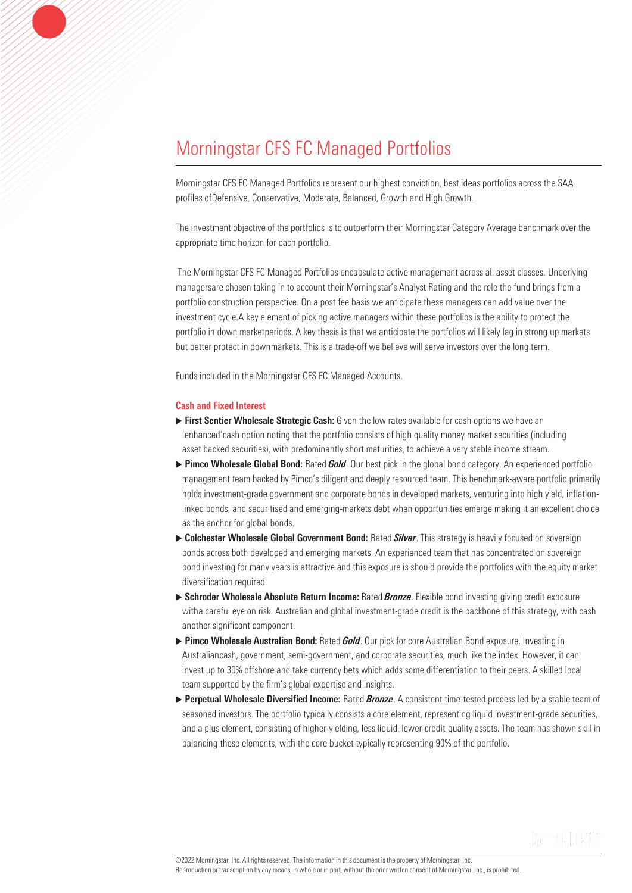# Morningstar CFS FC Managed Portfolios

Morningstar CFS FC Managed Portfolios represent our highest conviction, best ideas portfolios across the SAA profiles ofDefensive, Conservative, Moderate, Balanced, Growth and High Growth.

The investment objective of the portfolios is to outperform their Morningstar Category Average benchmark over the appropriate time horizon for each portfolio.

The Morningstar CFS FC Managed Portfolios encapsulate active management across all asset classes. Underlying managersare chosen taking in to account their Morningstar's Analyst Rating and the role the fund brings from a portfolio construction perspective. On a post fee basis we anticipate these managers can add value over the investment cycle.A key element of picking active managers within these portfolios is the ability to protect the portfolio in down marketperiods. A key thesis is that we anticipate the portfolios will likely lag in strong up markets but better protect in downmarkets. This is a trade-off we believe will serve investors over the long term.

Funds included in the Morningstar CFS FC Managed Accounts.

**Cash and Fixed Interest**

- **First Sentier Wholesale Strategic Cash:** Given the low rates available for cash options we have an 'enhanced'cash option noting that the portfolio consists of high quality money market securities (including asset backed securities), with predominantly short maturities, to achieve a very stable income stream.
- **Pimco Wholesale Global Bond:** Rated ***Gold***. Our best pick in the global bond category. An experienced portfolio management team backed by Pimco's diligent and deeply resourced team. This benchmark-aware portfolio primarily holds investment-grade government and corporate bonds in developed markets, venturing into high yield, inflation-linked bonds, and securitised and emerging-markets debt when opportunities emerge making it an excellent choice as the anchor for global bonds.
- **Colchester Wholesale Global Government Bond:** Rated ***Silver***. This strategy is heavily focused on sovereign bonds across both developed and emerging markets. An experienced team that has concentrated on sovereign bond investing for many years is attractive and this exposure is should provide the portfolios with the equity market diversification required.
- **Schroder Wholesale Absolute Return Income:** Rated ***Bronze***. Flexible bond investing giving credit exposure witha careful eye on risk. Australian and global investment-grade credit is the backbone of this strategy, with cash another significant component.
- **Pimco Wholesale Australian Bond:** Rated ***Gold***. Our pick for core Australian Bond exposure. Investing in Australiancash, government, semi-government, and corporate securities, much like the index. However, it can invest up to 30% offshore and take currency bets which adds some differentiation to their peers. A skilled local team supported by the firm's global expertise and insights.
- **Perpetual Wholesale Diversified Income:** Rated ***Bronze***. A consistent time-tested process led by a stable team of seasoned investors. The portfolio typically consists a core element, representing liquid investment-grade securities, and a plus element, consisting of higher-yielding, less liquid, lower-credit-quality assets. The team has shown skill in balancing these elements, with the core bucket typically representing 90% of the portfolio.

©2022 Morningstar, Inc. All rights reserved. The information in this document is the property of Morningstar, Inc. Reproduction or transcription by any means, in whole or in part, without the prior written consent of Morningstar, Inc., is prohibited.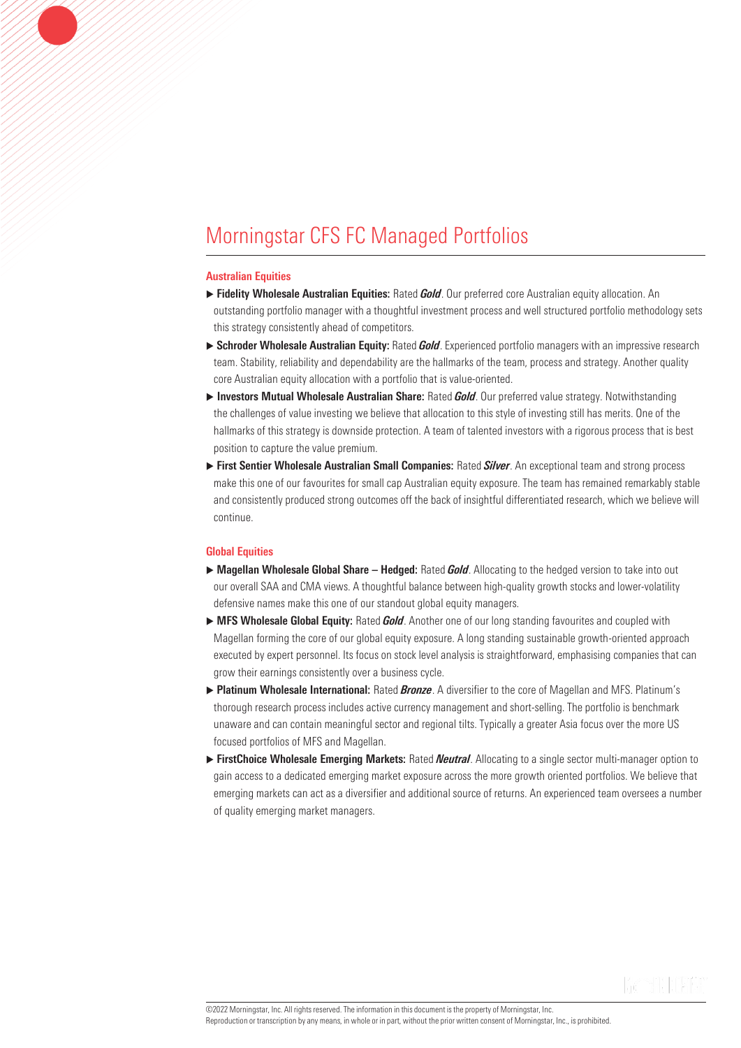# Morningstar CFS FC Managed Portfolios

### Australian Equities

- **Fidelity Wholesale Australian Equities:** Rated ***Gold***. Our preferred core Australian equity allocation. An outstanding portfolio manager with a thoughtful investment process and well structured portfolio methodology sets this strategy consistently ahead of competitors.
- **Schroder Wholesale Australian Equity:** Rated ***Gold***. Experienced portfolio managers with an impressive research team. Stability, reliability and dependability are the hallmarks of the team, process and strategy. Another quality core Australian equity allocation with a portfolio that is value-oriented.
- **Investors Mutual Wholesale Australian Share:** Rated ***Gold***. Our preferred value strategy. Notwithstanding the challenges of value investing we believe that allocation to this style of investing still has merits. One of the hallmarks of this strategy is downside protection. A team of talented investors with a rigorous process that is best position to capture the value premium.
- **First Sentier Wholesale Australian Small Companies:** Rated ***Silver***. An exceptional team and strong process make this one of our favourites for small cap Australian equity exposure. The team has remained remarkably stable and consistently produced strong outcomes off the back of insightful differentiated research, which we believe will continue.

### Global Equities

- **Magellan Wholesale Global Share – Hedged:** Rated ***Gold***. Allocating to the hedged version to take into out our overall SAA and CMA views. A thoughtful balance between high-quality growth stocks and lower-volatility defensive names make this one of our standout global equity managers.
- **MFS Wholesale Global Equity:** Rated ***Gold***. Another one of our long standing favourites and coupled with Magellan forming the core of our global equity exposure. A long standing sustainable growth-oriented approach executed by expert personnel. Its focus on stock level analysis is straightforward, emphasising companies that can grow their earnings consistently over a business cycle.
- **Platinum Wholesale International:** Rated ***Bronze***. A diversifier to the core of Magellan and MFS. Platinum's thorough research process includes active currency management and short-selling. The portfolio is benchmark unaware and can contain meaningful sector and regional tilts. Typically a greater Asia focus over the more US focused portfolios of MFS and Magellan.
- **FirstChoice Wholesale Emerging Markets:** Rated ***Neutral***. Allocating to a single sector multi-manager option to gain access to a dedicated emerging market exposure across the more growth oriented portfolios. We believe that emerging markets can act as a diversifier and additional source of returns. An experienced team oversees a number of quality emerging market managers.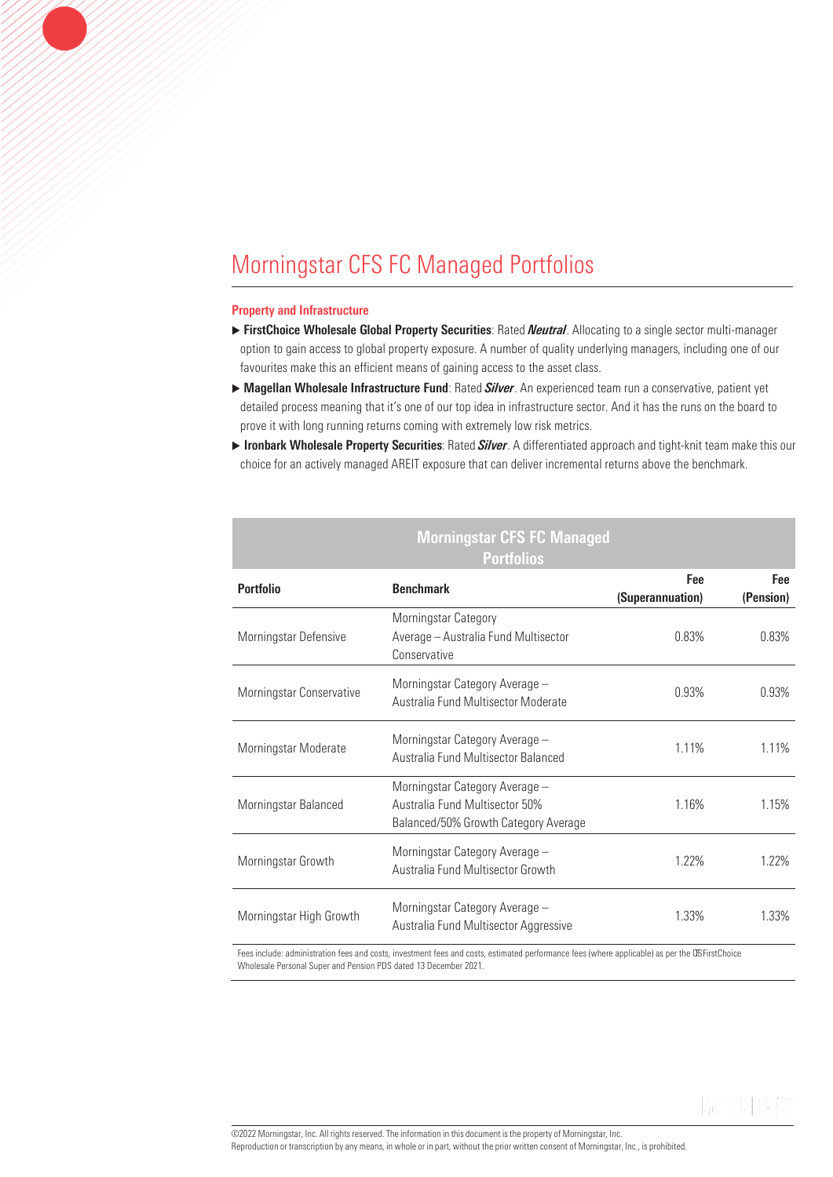# Morningstar CFS FC Managed Portfolios

### Property and Infrastructure

- **FirstChoice Wholesale Global Property Securities**: Rated ***Neutral***. Allocating to a single sector multi-manager option to gain access to global property exposure. A number of quality underlying managers, including one of our favourites make this an efficient means of gaining access to the asset class.
- **Magellan Wholesale Infrastructure Fund**: Rated ***Silver***. An experienced team run a conservative, patient yet detailed process meaning that it's one of our top idea in infrastructure sector. And it has the runs on the board to prove it with long running returns coming with extremely low risk metrics.
- **Ironbark Wholesale Property Securities**: Rated ***Silver***. A differentiated approach and tight-knit team make this our choice for an actively managed AREIT exposure that can deliver incremental returns above the benchmark.

**Morningstar CFS FC Managed Portfolios**

| Portfolio | Benchmark | Fee (Superannuation) | Fee (Pension) |
|---|---|---|---|
| Morningstar Defensive | Morningstar Category Average – Australia Fund Multisector Conservative | 0.83% | 0.83% |
| Morningstar Conservative | Morningstar Category Average – Australia Fund Multisector Moderate | 0.93% | 0.93% |
| Morningstar Moderate | Morningstar Category Average – Australia Fund Multisector Balanced | 1.11% | 1.11% |
| Morningstar Balanced | Morningstar Category Average – Australia Fund Multisector 50% Balanced/50% Growth Category Average | 1.16% | 1.15% |
| Morningstar Growth | Morningstar Category Average – Australia Fund Multisector Growth | 1.22% | 1.22% |
| Morningstar High Growth | Morningstar Category Average – Australia Fund Multisector Aggressive | 1.33% | 1.33% |

Fees include: administration fees and costs, investment fees and costs, estimated performance fees (where applicable) as per the CFS FirstChoice Wholesale Personal Super and Pension PDS dated 13 December 2021.

©2022 Morningstar, Inc. All rights reserved. The information in this document is the property of Morningstar, Inc. Reproduction or transcription by any means, in whole or in part, without the prior written consent of Morningstar, Inc., is prohibited.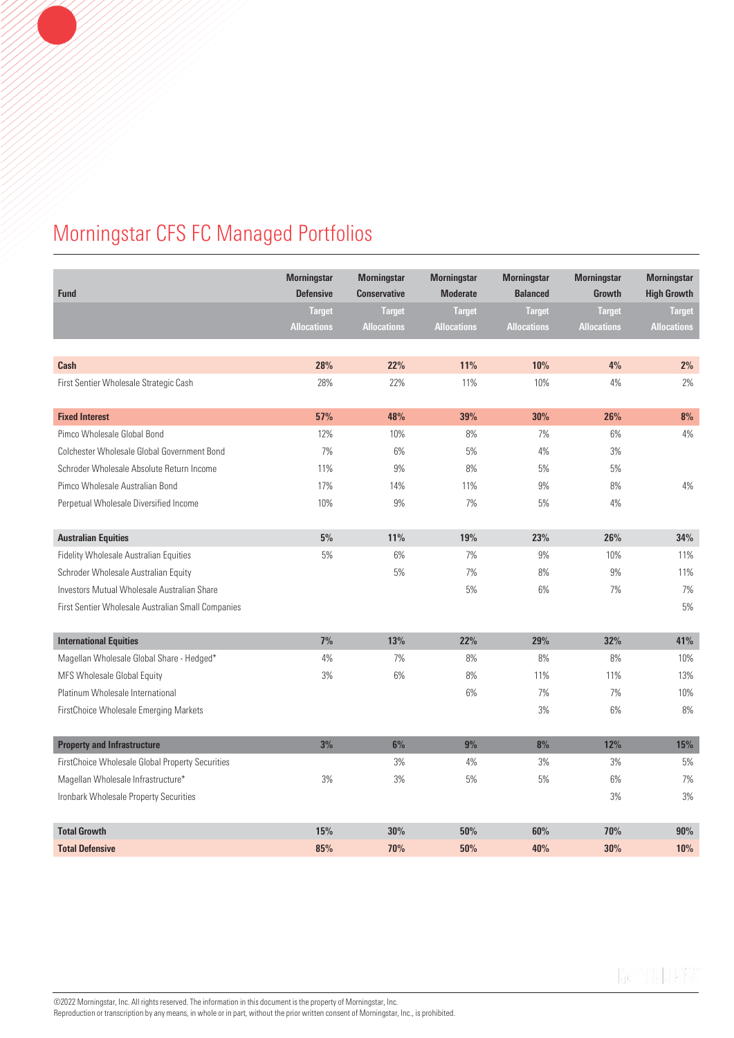# Morningstar CFS FC Managed Portfolios

| Fund | Morningstar Defensive Target Allocations | Morningstar Conservative Target Allocations | Morningstar Moderate Target Allocations | Morningstar Balanced Target Allocations | Morningstar Growth Target Allocations | Morningstar High Growth Target Allocations |
|---|---|---|---|---|---|---|
| **Cash** | **28%** | **22%** | **11%** | **10%** | **4%** | **2%** |
| First Sentier Wholesale Strategic Cash | 28% | 22% | 11% | 10% | 4% | 2% |
| **Fixed Interest** | **57%** | **48%** | **39%** | **30%** | **26%** | **8%** |
| Pimco Wholesale Global Bond | 12% | 10% | 8% | 7% | 6% | 4% |
| Colchester Wholesale Global Government Bond | 7% | 6% | 5% | 4% | 3% | |
| Schroder Wholesale Absolute Return Income | 11% | 9% | 8% | 5% | 5% | |
| Pimco Wholesale Australian Bond | 17% | 14% | 11% | 9% | 8% | 4% |
| Perpetual Wholesale Diversified Income | 10% | 9% | 7% | 5% | 4% | |
| **Australian Equities** | **5%** | **11%** | **19%** | **23%** | **26%** | **34%** |
| Fidelity Wholesale Australian Equities | 5% | 6% | 7% | 9% | 10% | 11% |
| Schroder Wholesale Australian Equity | | 5% | 7% | 8% | 9% | 11% |
| Investors Mutual Wholesale Australian Share | | | 5% | 6% | 7% | 7% |
| First Sentier Wholesale Australian Small Companies | | | | | | 5% |
| **International Equities** | **7%** | **13%** | **22%** | **29%** | **32%** | **41%** |
| Magellan Wholesale Global Share - Hedged* | 4% | 7% | 8% | 8% | 8% | 10% |
| MFS Wholesale Global Equity | 3% | 6% | 8% | 11% | 11% | 13% |
| Platinum Wholesale International | | | 6% | 7% | 7% | 10% |
| FirstChoice Wholesale Emerging Markets | | | | 3% | 6% | 8% |
| **Property and Infrastructure** | **3%** | **6%** | **9%** | **8%** | **12%** | **15%** |
| FirstChoice Wholesale Global Property Securities | | 3% | 4% | 3% | 3% | 5% |
| Magellan Wholesale Infrastructure* | 3% | 3% | 5% | 5% | 6% | 7% |
| Ironbark Wholesale Property Securities | | | | | 3% | 3% |
| **Total Growth** | **15%** | **30%** | **50%** | **60%** | **70%** | **90%** |
| **Total Defensive** | **85%** | **70%** | **50%** | **40%** | **30%** | **10%** |

©2022 Morningstar, Inc. All rights reserved. The information in this document is the property of Morningstar, Inc.
Reproduction or transcription by any means, in whole or in part, without the prior written consent of Morningstar, Inc., is prohibited.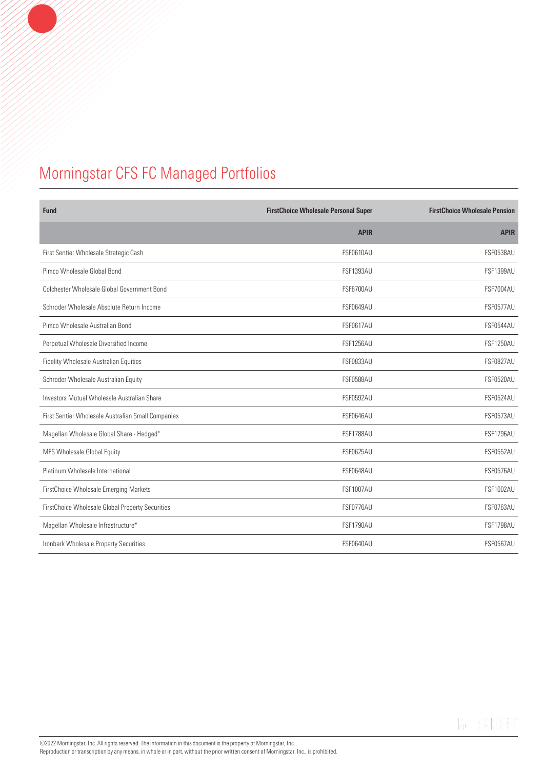# Morningstar CFS FC Managed Portfolios

| Fund | FirstChoice Wholesale Personal Super | FirstChoice Wholesale Pension |
|---|---|---|
| | APIR | APIR |
| First Sentier Wholesale Strategic Cash | FSF0610AU | FSF0538AU |
| Pimco Wholesale Global Bond | FSF1393AU | FSF1399AU |
| Colchester Wholesale Global Government Bond | FSF6700AU | FSF7004AU |
| Schroder Wholesale Absolute Return Income | FSF0649AU | FSF0577AU |
| Pimco Wholesale Australian Bond | FSF0617AU | FSF0544AU |
| Perpetual Wholesale Diversified Income | FSF1256AU | FSF1250AU |
| Fidelity Wholesale Australian Equities | FSF0833AU | FSF0827AU |
| Schroder Wholesale Australian Equity | FSF0588AU | FSF0520AU |
| Investors Mutual Wholesale Australian Share | FSF0592AU | FSF0524AU |
| First Sentier Wholesale Australian Small Companies | FSF0646AU | FSF0573AU |
| Magellan Wholesale Global Share - Hedged* | FSF1788AU | FSF1796AU |
| MFS Wholesale Global Equity | FSF0625AU | FSF0552AU |
| Platinum Wholesale International | FSF0648AU | FSF0576AU |
| FirstChoice Wholesale Emerging Markets | FSF1007AU | FSF1002AU |
| FirstChoice Wholesale Global Property Securities | FSF0776AU | FSF0763AU |
| Magellan Wholesale Infrastructure* | FSF1790AU | FSF1798AU |
| Ironbark Wholesale Property Securities | FSF0640AU | FSF0567AU |

©2022 Morningstar, Inc. All rights reserved. The information in this document is the property of Morningstar, Inc.
Reproduction or transcription by any means, in whole or in part, without the prior written consent of Morningstar, Inc., is prohibited.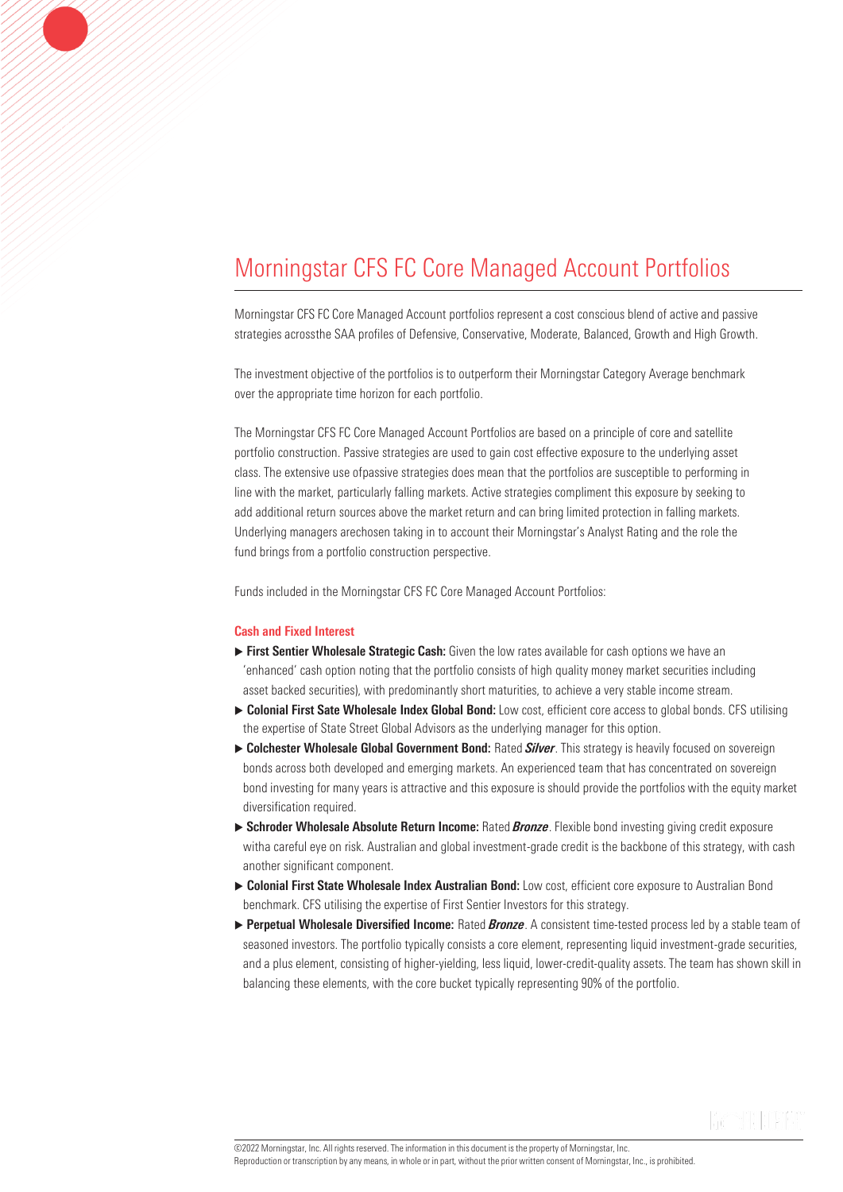# Morningstar CFS FC Core Managed Account Portfolios

Morningstar CFS FC Core Managed Account portfolios represent a cost conscious blend of active and passive strategies acrossthe SAA profiles of Defensive, Conservative, Moderate, Balanced, Growth and High Growth.

The investment objective of the portfolios is to outperform their Morningstar Category Average benchmark over the appropriate time horizon for each portfolio.

The Morningstar CFS FC Core Managed Account Portfolios are based on a principle of core and satellite portfolio construction. Passive strategies are used to gain cost effective exposure to the underlying asset class. The extensive use ofpassive strategies does mean that the portfolios are susceptible to performing in line with the market, particularly falling markets. Active strategies compliment this exposure by seeking to add additional return sources above the market return and can bring limited protection in falling markets. Underlying managers arechosen taking in to account their Morningstar's Analyst Rating and the role the fund brings from a portfolio construction perspective.

Funds included in the Morningstar CFS FC Core Managed Account Portfolios:

### Cash and Fixed Interest

- **First Sentier Wholesale Strategic Cash:** Given the low rates available for cash options we have an 'enhanced' cash option noting that the portfolio consists of high quality money market securities including asset backed securities), with predominantly short maturities, to achieve a very stable income stream.
- **Colonial First Sate Wholesale Index Global Bond:** Low cost, efficient core access to global bonds. CFS utilising the expertise of State Street Global Advisors as the underlying manager for this option.
- **Colchester Wholesale Global Government Bond:** Rated ***Silver***. This strategy is heavily focused on sovereign bonds across both developed and emerging markets. An experienced team that has concentrated on sovereign bond investing for many years is attractive and this exposure is should provide the portfolios with the equity market diversification required.
- **Schroder Wholesale Absolute Return Income:** Rated ***Bronze***. Flexible bond investing giving credit exposure witha careful eye on risk. Australian and global investment-grade credit is the backbone of this strategy, with cash another significant component.
- **Colonial First State Wholesale Index Australian Bond:** Low cost, efficient core exposure to Australian Bond benchmark. CFS utilising the expertise of First Sentier Investors for this strategy.
- **Perpetual Wholesale Diversified Income:** Rated ***Bronze***. A consistent time-tested process led by a stable team of seasoned investors. The portfolio typically consists a core element, representing liquid investment-grade securities, and a plus element, consisting of higher-yielding, less liquid, lower-credit-quality assets. The team has shown skill in balancing these elements, with the core bucket typically representing 90% of the portfolio.

©2022 Morningstar, Inc. All rights reserved. The information in this document is the property of Morningstar, Inc.
Reproduction or transcription by any means, in whole or in part, without the prior written consent of Morningstar, Inc., is prohibited.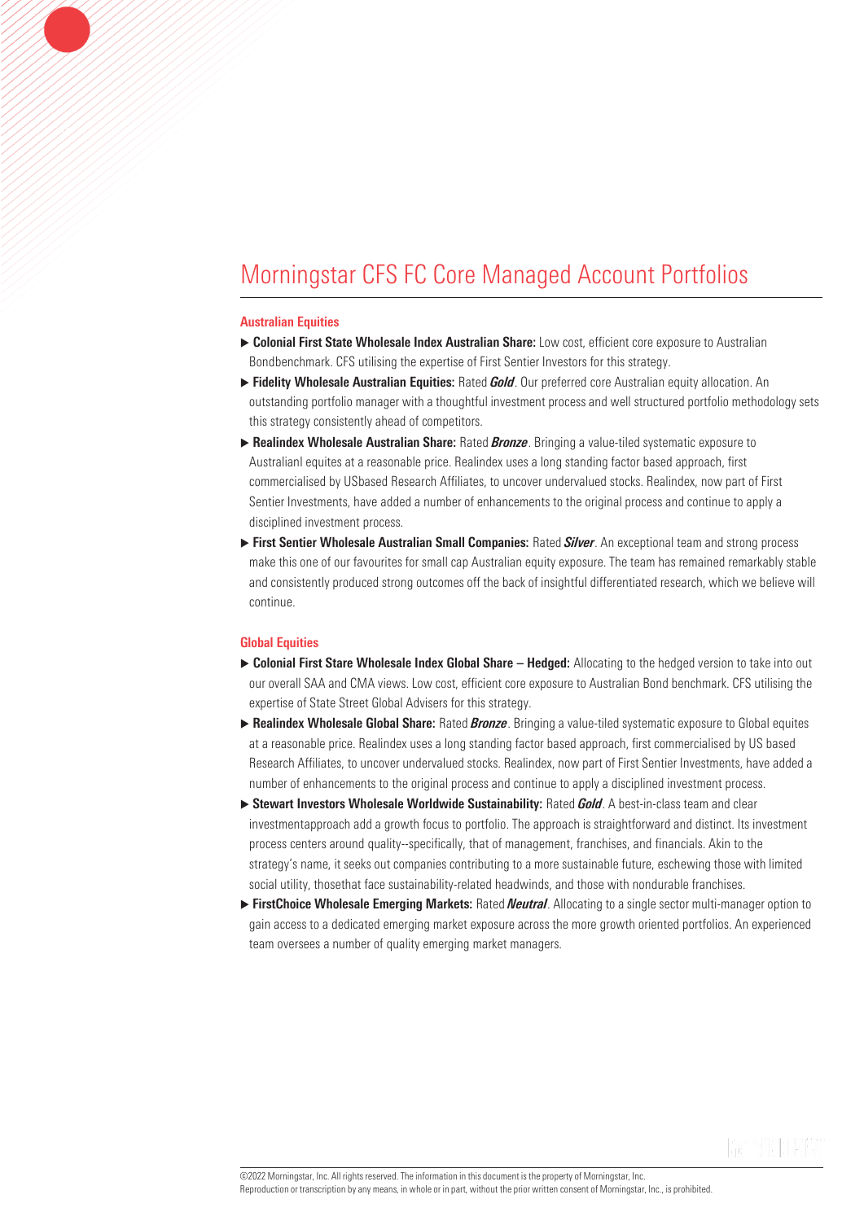# Morningstar CFS FC Core Managed Account Portfolios

## Australian Equities

- **Colonial First State Wholesale Index Australian Share:** Low cost, efficient core exposure to Australian Bondbenchmark. CFS utilising the expertise of First Sentier Investors for this strategy.
- **Fidelity Wholesale Australian Equities:** Rated ***Gold***. Our preferred core Australian equity allocation. An outstanding portfolio manager with a thoughtful investment process and well structured portfolio methodology sets this strategy consistently ahead of competitors.
- **Realindex Wholesale Australian Share:** Rated ***Bronze***. Bringing a value-tiled systematic exposure to Australianl equites at a reasonable price. Realindex uses a long standing factor based approach, first commercialised by USbased Research Affiliates, to uncover undervalued stocks. Realindex, now part of First Sentier Investments, have added a number of enhancements to the original process and continue to apply a disciplined investment process.
- **First Sentier Wholesale Australian Small Companies:** Rated ***Silver***. An exceptional team and strong process make this one of our favourites for small cap Australian equity exposure. The team has remained remarkably stable and consistently produced strong outcomes off the back of insightful differentiated research, which we believe will continue.

## Global Equities

- **Colonial First Stare Wholesale Index Global Share – Hedged:** Allocating to the hedged version to take into out our overall SAA and CMA views. Low cost, efficient core exposure to Australian Bond benchmark. CFS utilising the expertise of State Street Global Advisers for this strategy.
- **Realindex Wholesale Global Share:** Rated ***Bronze***. Bringing a value-tiled systematic exposure to Global equites at a reasonable price. Realindex uses a long standing factor based approach, first commercialised by US based Research Affiliates, to uncover undervalued stocks. Realindex, now part of First Sentier Investments, have added a number of enhancements to the original process and continue to apply a disciplined investment process.
- **Stewart Investors Wholesale Worldwide Sustainability:** Rated ***Gold***. A best-in-class team and clear investmentapproach add a growth focus to portfolio. The approach is straightforward and distinct. Its investment process centers around quality--specifically, that of management, franchises, and financials. Akin to the strategy's name, it seeks out companies contributing to a more sustainable future, eschewing those with limited social utility, thosethat face sustainability-related headwinds, and those with nondurable franchises.
- **FirstChoice Wholesale Emerging Markets:** Rated ***Neutral***. Allocating to a single sector multi-manager option to gain access to a dedicated emerging market exposure across the more growth oriented portfolios. An experienced team oversees a number of quality emerging market managers.

©2022 Morningstar, Inc. All rights reserved. The information in this document is the property of Morningstar, Inc. Reproduction or transcription by any means, in whole or in part, without the prior written consent of Morningstar, Inc., is prohibited.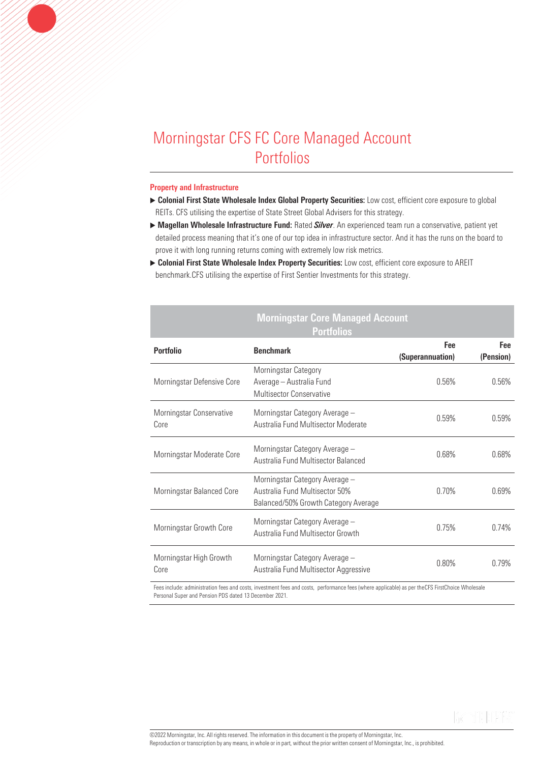# Morningstar CFS FC Core Managed Account Portfolios

### Property and Infrastructure

- **Colonial First State Wholesale Index Global Property Securities:** Low cost, efficient core exposure to global REITs. CFS utilising the expertise of State Street Global Advisers for this strategy.
- **Magellan Wholesale Infrastructure Fund:** Rated ***Silver***. An experienced team run a conservative, patient yet detailed process meaning that it's one of our top idea in infrastructure sector. And it has the runs on the board to prove it with long running returns coming with extremely low risk metrics.
- **Colonial First State Wholesale Index Property Securities:** Low cost, efficient core exposure to AREIT benchmark.CFS utilising the expertise of First Sentier Investments for this strategy.

**Morningstar Core Managed Account Portfolios**

| Portfolio | Benchmark | Fee (Superannuation) | Fee (Pension) |
|---|---|---|---|
| Morningstar Defensive Core | Morningstar Category Average – Australia Fund Multisector Conservative | 0.56% | 0.56% |
| Morningstar Conservative Core | Morningstar Category Average – Australia Fund Multisector Moderate | 0.59% | 0.59% |
| Morningstar Moderate Core | Morningstar Category Average – Australia Fund Multisector Balanced | 0.68% | 0.68% |
| Morningstar Balanced Core | Morningstar Category Average – Australia Fund Multisector 50% Balanced/50% Growth Category Average | 0.70% | 0.69% |
| Morningstar Growth Core | Morningstar Category Average – Australia Fund Multisector Growth | 0.75% | 0.74% |
| Morningstar High Growth Core | Morningstar Category Average – Australia Fund Multisector Aggressive | 0.80% | 0.79% |

Fees include: administration fees and costs, investment fees and costs, performance fees (where applicable) as per theCFS FirstChoice Wholesale Personal Super and Pension PDS dated 13 December 2021.

©2022 Morningstar, Inc. All rights reserved. The information in this document is the property of Morningstar, Inc. Reproduction or transcription by any means, in whole or in part, without the prior written consent of Morningstar, Inc., is prohibited.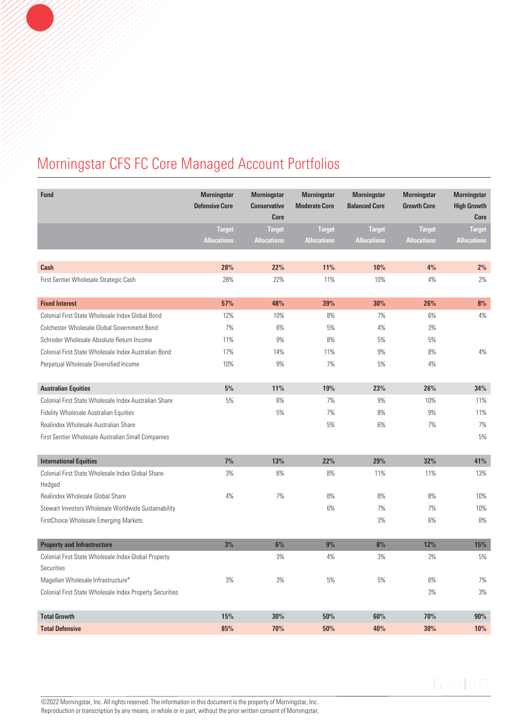# Morningstar CFS FC Core Managed Account Portfolios

| Fund | Morningstar Defensive Core | Morningstar Conservative Core | Morningstar Moderate Core | Morningstar Balanced Core | Morningstar Growth Core | Morningstar High Growth Core |
|---|---|---|---|---|---|---|
| | Target Allocations | Target Allocations | Target Allocations | Target Allocations | Target Allocations | Target Allocations |
| **Cash** | **28%** | **22%** | **11%** | **10%** | **4%** | **2%** |
| First Sentier Wholesale Strategic Cash | 28% | 22% | 11% | 10% | 4% | 2% |
| **Fixed Interest** | **57%** | **48%** | **39%** | **30%** | **26%** | **8%** |
| Colonial First State Wholesale Index Global Bond | 12% | 10% | 8% | 7% | 6% | 4% |
| Colchester Wholesale Global Government Bond | 7% | 6% | 5% | 4% | 3% | |
| Schroder Wholesale Absolute Return Income | 11% | 9% | 8% | 5% | 5% | |
| Colonial First State Wholesale Index Australian Bond | 17% | 14% | 11% | 9% | 8% | 4% |
| Perpetual Wholesale Diversified Income | 10% | 9% | 7% | 5% | 4% | |
| **Australian Equities** | **5%** | **11%** | **19%** | **23%** | **26%** | **34%** |
| Colonial First State Wholesale Index Australian Share | 5% | 6% | 7% | 9% | 10% | 11% |
| Fidelity Wholesale Australian Equities | | 5% | 7% | 8% | 9% | 11% |
| Realindex Wholesale Australian Share | | | 5% | 6% | 7% | 7% |
| First Sentier Wholesale Australian Small Companies | | | | | | 5% |
| **International Equities** | **7%** | **13%** | **22%** | **29%** | **32%** | **41%** |
| Colonial First State Wholesale Index Global Share-Hedged | 3% | 6% | 8% | 11% | 11% | 13% |
| Realindex Wholesale Global Share | 4% | 7% | 8% | 8% | 8% | 10% |
| Stewart Investors Wholesale Worldwide Sustainability | | | 6% | 7% | 7% | 10% |
| FirstChoice Wholesale Emerging Markets | | | | 3% | 6% | 8% |
| **Property and Infrastructure** | **3%** | **6%** | **9%** | **8%** | **12%** | **15%** |
| Colonial First State Wholesale Index Global Property Securities | | 3% | 4% | 3% | 3% | 5% |
| Magellan Wholesale Infrastructure* | 3% | 3% | 5% | 5% | 6% | 7% |
| Colonial First State Wholesale Index Property Securities | | | | | 3% | 3% |
| **Total Growth** | **15%** | **30%** | **50%** | **60%** | **70%** | **90%** |
| **Total Defensive** | **85%** | **70%** | **50%** | **40%** | **30%** | **10%** |

©2022 Morningstar, Inc. All rights reserved. The information in this document is the property of Morningstar, Inc. Reproduction or transcription by any means, in whole or in part, without the prior written consent of Morningstar,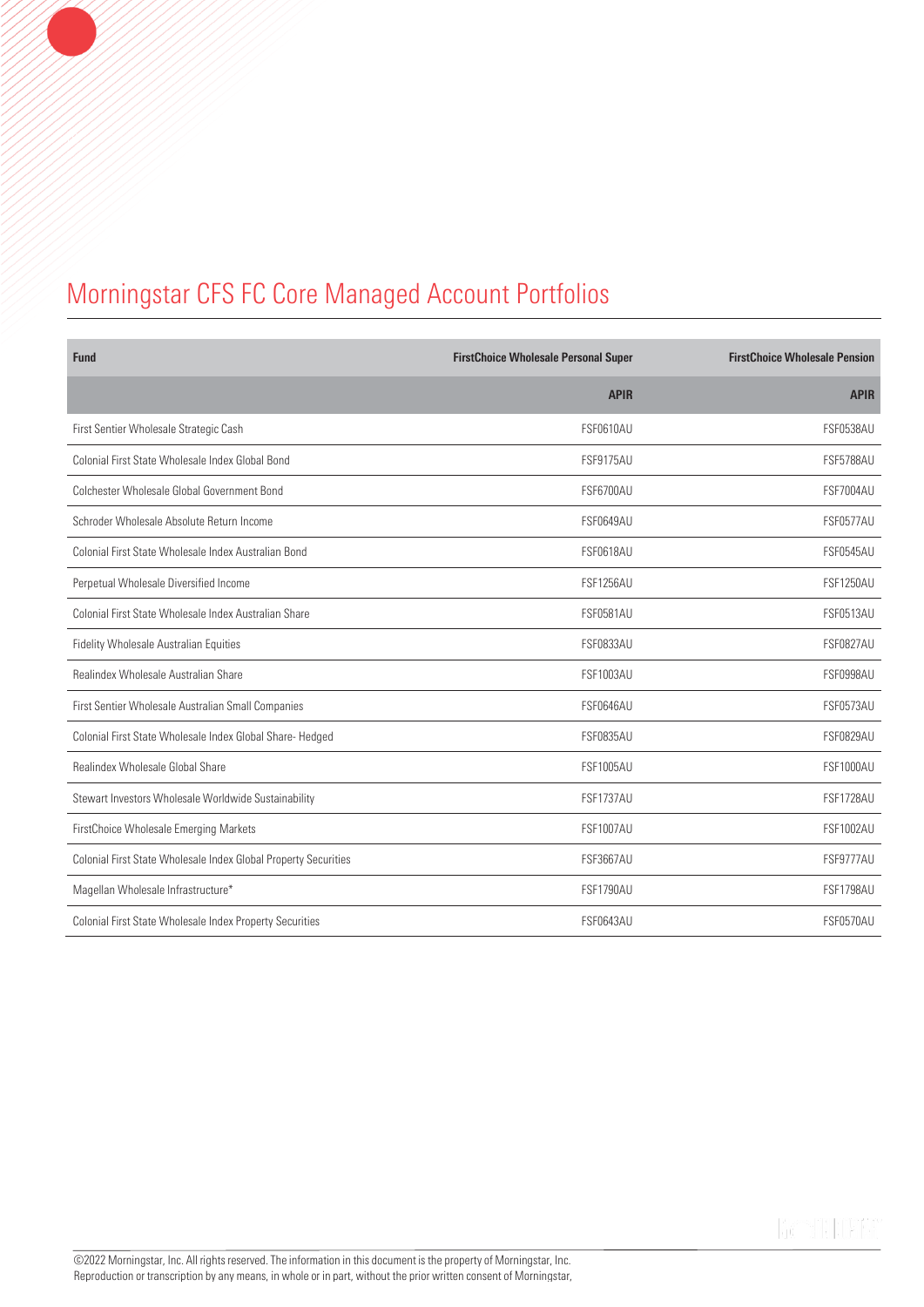# Morningstar CFS FC Core Managed Account Portfolios

| Fund | FirstChoice Wholesale Personal Super | FirstChoice Wholesale Pension |
|---|---|---|
| | APIR | APIR |
| First Sentier Wholesale Strategic Cash | FSF0610AU | FSF0538AU |
| Colonial First State Wholesale Index Global Bond | FSF9175AU | FSF5788AU |
| Colchester Wholesale Global Government Bond | FSF6700AU | FSF7004AU |
| Schroder Wholesale Absolute Return Income | FSF0649AU | FSF0577AU |
| Colonial First State Wholesale Index Australian Bond | FSF0618AU | FSF0545AU |
| Perpetual Wholesale Diversified Income | FSF1256AU | FSF1250AU |
| Colonial First State Wholesale Index Australian Share | FSF0581AU | FSF0513AU |
| Fidelity Wholesale Australian Equities | FSF0833AU | FSF0827AU |
| Realindex Wholesale Australian Share | FSF1003AU | FSF0998AU |
| First Sentier Wholesale Australian Small Companies | FSF0646AU | FSF0573AU |
| Colonial First State Wholesale Index Global Share- Hedged | FSF0835AU | FSF0829AU |
| Realindex Wholesale Global Share | FSF1005AU | FSF1000AU |
| Stewart Investors Wholesale Worldwide Sustainability | FSF1737AU | FSF1728AU |
| FirstChoice Wholesale Emerging Markets | FSF1007AU | FSF1002AU |
| Colonial First State Wholesale Index Global Property Securities | FSF3667AU | FSF9777AU |
| Magellan Wholesale Infrastructure* | FSF1790AU | FSF1798AU |
| Colonial First State Wholesale Index Property Securities | FSF0643AU | FSF0570AU |

©2022 Morningstar, Inc. All rights reserved. The information in this document is the property of Morningstar, Inc. Reproduction or transcription by any means, in whole or in part, without the prior written consent of Morningstar,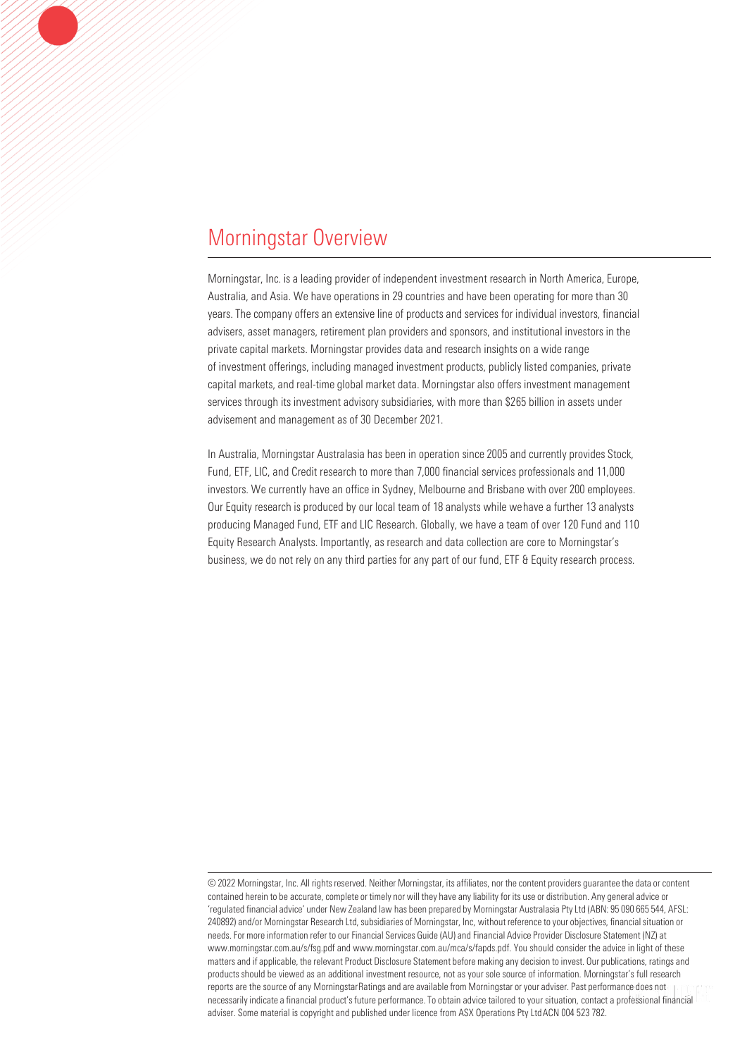## Morningstar Overview

Morningstar, Inc. is a leading provider of independent investment research in North America, Europe, Australia, and Asia. We have operations in 29 countries and have been operating for more than 30 years. The company offers an extensive line of products and services for individual investors, financial advisers, asset managers, retirement plan providers and sponsors, and institutional investors in the private capital markets. Morningstar provides data and research insights on a wide range of investment offerings, including managed investment products, publicly listed companies, private capital markets, and real-time global market data. Morningstar also offers investment management services through its investment advisory subsidiaries, with more than $265 billion in assets under advisement and management as of 30 December 2021.

In Australia, Morningstar Australasia has been in operation since 2005 and currently provides Stock, Fund, ETF, LIC, and Credit research to more than 7,000 financial services professionals and 11,000 investors. We currently have an office in Sydney, Melbourne and Brisbane with over 200 employees. Our Equity research is produced by our local team of 18 analysts while wehave a further 13 analysts producing Managed Fund, ETF and LIC Research. Globally, we have a team of over 120 Fund and 110 Equity Research Analysts. Importantly, as research and data collection are core to Morningstar's business, we do not rely on any third parties for any part of our fund, ETF & Equity research process.

© 2022 Morningstar, Inc. All rights reserved. Neither Morningstar, its affiliates, nor the content providers guarantee the data or content contained herein to be accurate, complete or timely nor will they have any liability for its use or distribution. Any general advice or 'regulated financial advice' under New Zealand law has been prepared by Morningstar Australasia Pty Ltd (ABN: 95 090 665 544, AFSL: 240892) and/or Morningstar Research Ltd, subsidiaries of Morningstar, Inc, without reference to your objectives, financial situation or needs. For more information refer to our Financial Services Guide (AU) and Financial Advice Provider Disclosure Statement (NZ) at www.morningstar.com.au/s/fsg.pdf and www.morningstar.com.au/mca/s/fapds.pdf. You should consider the advice in light of these matters and if applicable, the relevant Product Disclosure Statement before making any decision to invest. Our publications, ratings and products should be viewed as an additional investment resource, not as your sole source of information. Morningstar's full research reports are the source of any MorningstarRatings and are available from Morningstar or your adviser. Past performance does not necessarily indicate a financial product's future performance. To obtain advice tailored to your situation, contact a professional financial adviser. Some material is copyright and published under licence from ASX Operations Pty LtdACN 004 523 782.